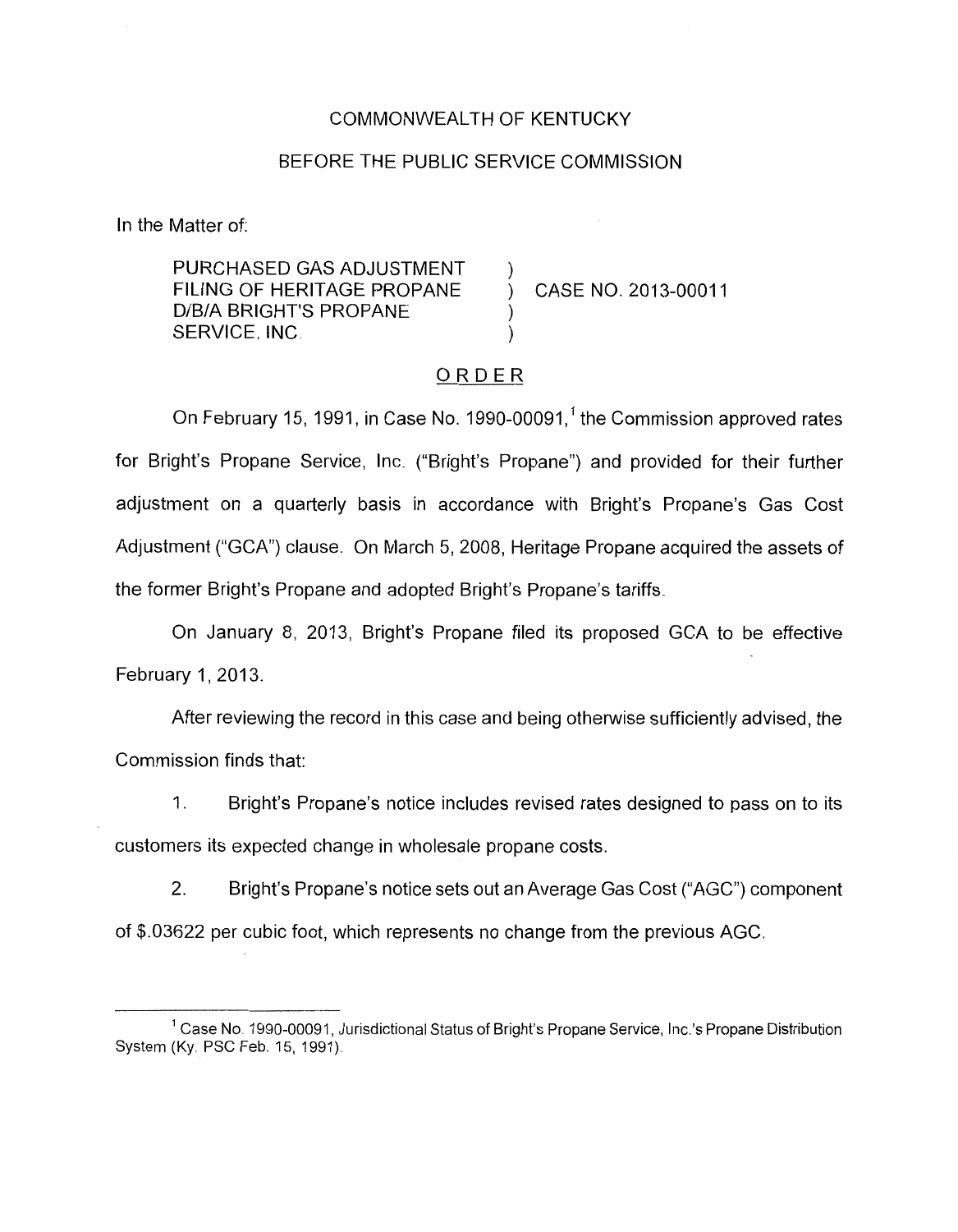COMMONWEALTH OF KENTUCKY

BEFORE THE PUBLIC SERVICE COMMISSION

In the Matter of:

PURCHASED GAS ADJUSTMENT FILING OF HERITAGE PROPANE D/B/A BRIGHT'S PROPANE SERVICE, INC. ) CASE NO. 2013-00011

## ORDER

On February 15, 1991, in Case No. 1990-00091,[1] the Commission approved rates for Bright's Propane Service, Inc. ("Bright's Propane") and provided for their further adjustment on a quarterly basis in accordance with Bright's Propane's Gas Cost Adjustment ("GCA") clause. On March 5, 2008, Heritage Propane acquired the assets of the former Bright's Propane and adopted Bright's Propane's tariffs.

On January 8, 2013, Bright's Propane filed its proposed GCA to be effective February 1, 2013.

After reviewing the record in this case and being otherwise sufficiently advised, the Commission finds that:

1. Bright's Propane's notice includes revised rates designed to pass on to its customers its expected change in wholesale propane costs.

2. Bright's Propane's notice sets out an Average Gas Cost ("AGC") component of $.03622 per cubic foot, which represents no change from the previous AGC.

[1] Case No. 1990-00091, Jurisdictional Status of Bright's Propane Service, Inc.'s Propane Distribution System (Ky. PSC Feb. 15, 1991).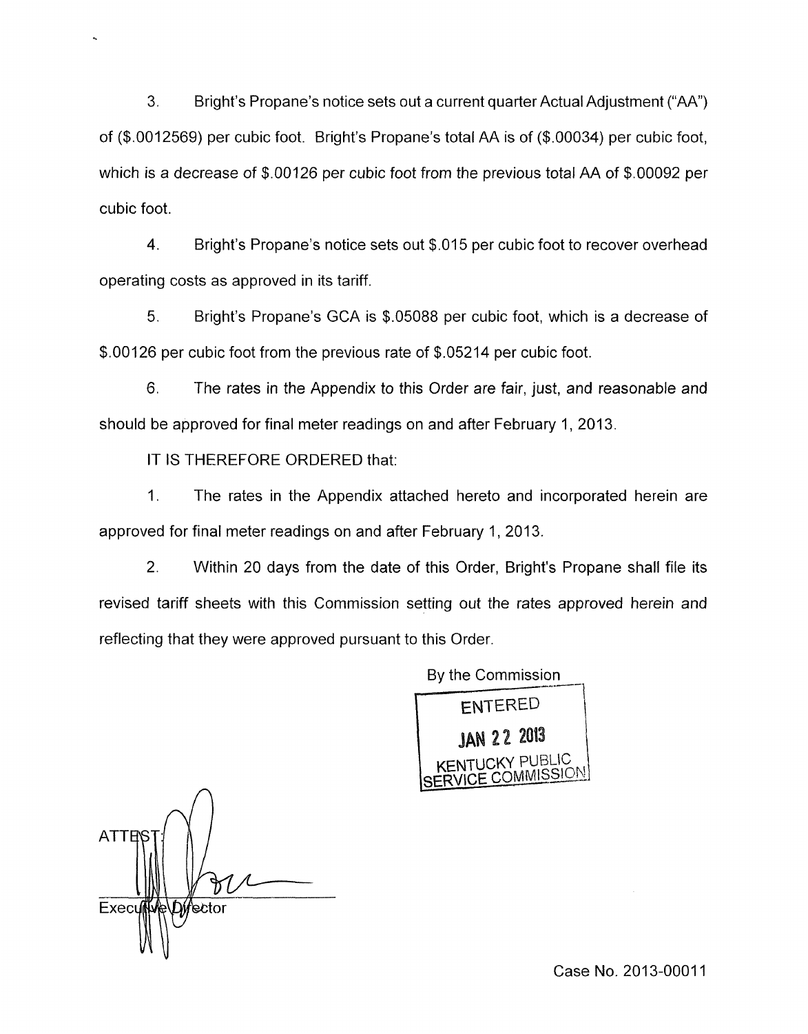3. Bright's Propane's notice sets out a current quarter Actual Adjustment ("AA") of ($.0012569) per cubic foot. Bright's Propane's total AA is of ($.00034) per cubic foot, which is a decrease of $.00126 per cubic foot from the previous total AA of $.00092 per cubic foot.

4. Bright's Propane's notice sets out $.015 per cubic foot to recover overhead operating costs as approved in its tariff.

5. Bright's Propane's GCA is $.05088 per cubic foot, which is a decrease of $.00126 per cubic foot from the previous rate of $.05214 per cubic foot.

6. The rates in the Appendix to this Order are fair, just, and reasonable and should be approved for final meter readings on and after February 1, 2013.

IT IS THEREFORE ORDERED that:

1. The rates in the Appendix attached hereto and incorporated herein are approved for final meter readings on and after February 1, 2013.

2. Within 20 days from the date of this Order, Bright's Propane shall file its revised tariff sheets with this Commission setting out the rates approved herein and reflecting that they were approved pursuant to this Order.

By the Commission

ENTERED
JAN 22 2013
KENTUCKY PUBLIC SERVICE COMMISSION

ATTEST:

Executive Director

Case No. 2013-00011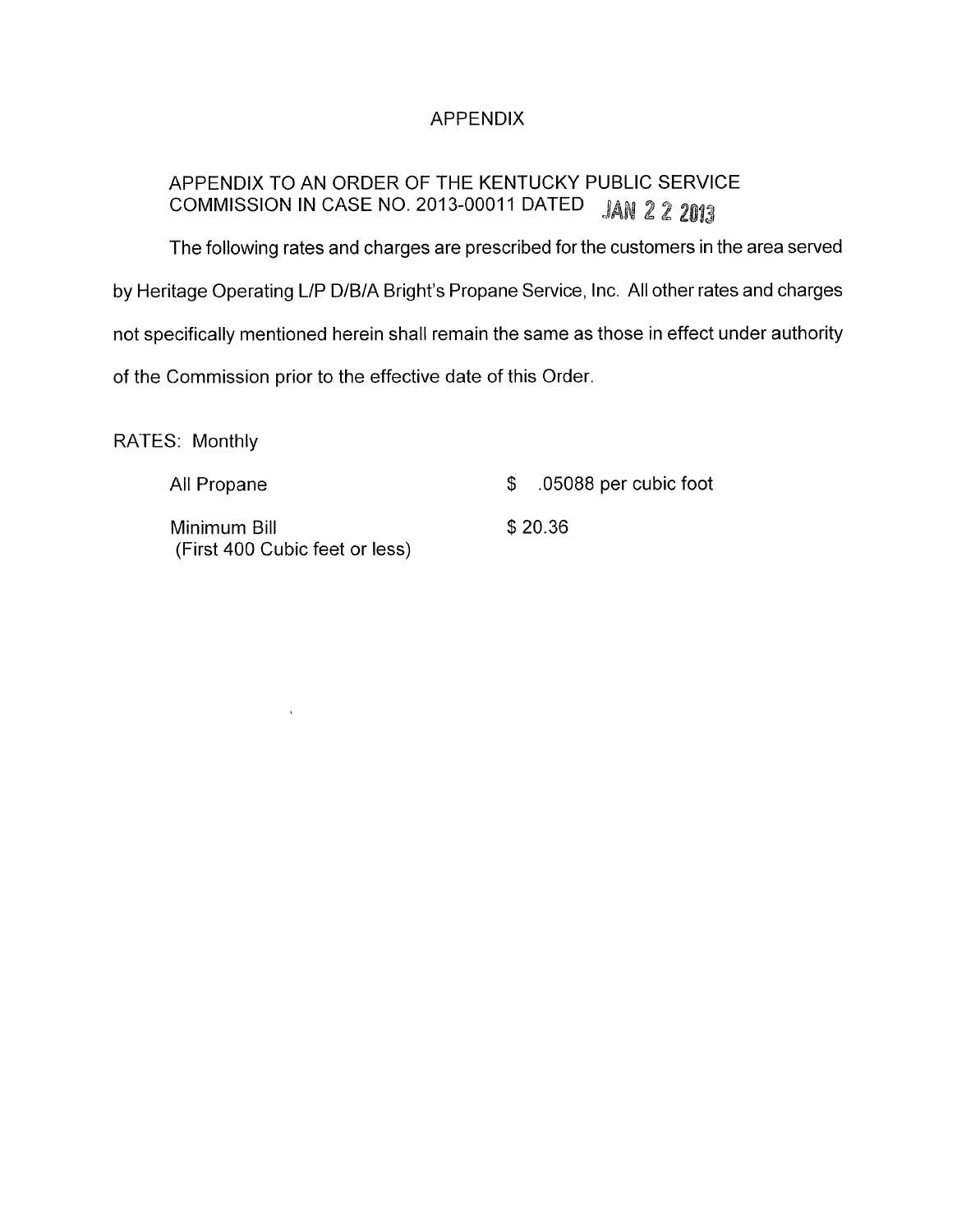# APPENDIX

APPENDIX TO AN ORDER OF THE KENTUCKY PUBLIC SERVICE COMMISSION IN CASE NO. 2013-00011 DATED JAN 2 2 2013

The following rates and charges are prescribed for the customers in the area served by Heritage Operating L/P D/B/A Bright's Propane Service, Inc. All other rates and charges not specifically mentioned herein shall remain the same as those in effect under authority of the Commission prior to the effective date of this Order.

RATES: Monthly

| | |
|---|---|
| All Propane | $ .05088 per cubic foot |
| Minimum Bill (First 400 Cubic feet or less) | $ 20.36 |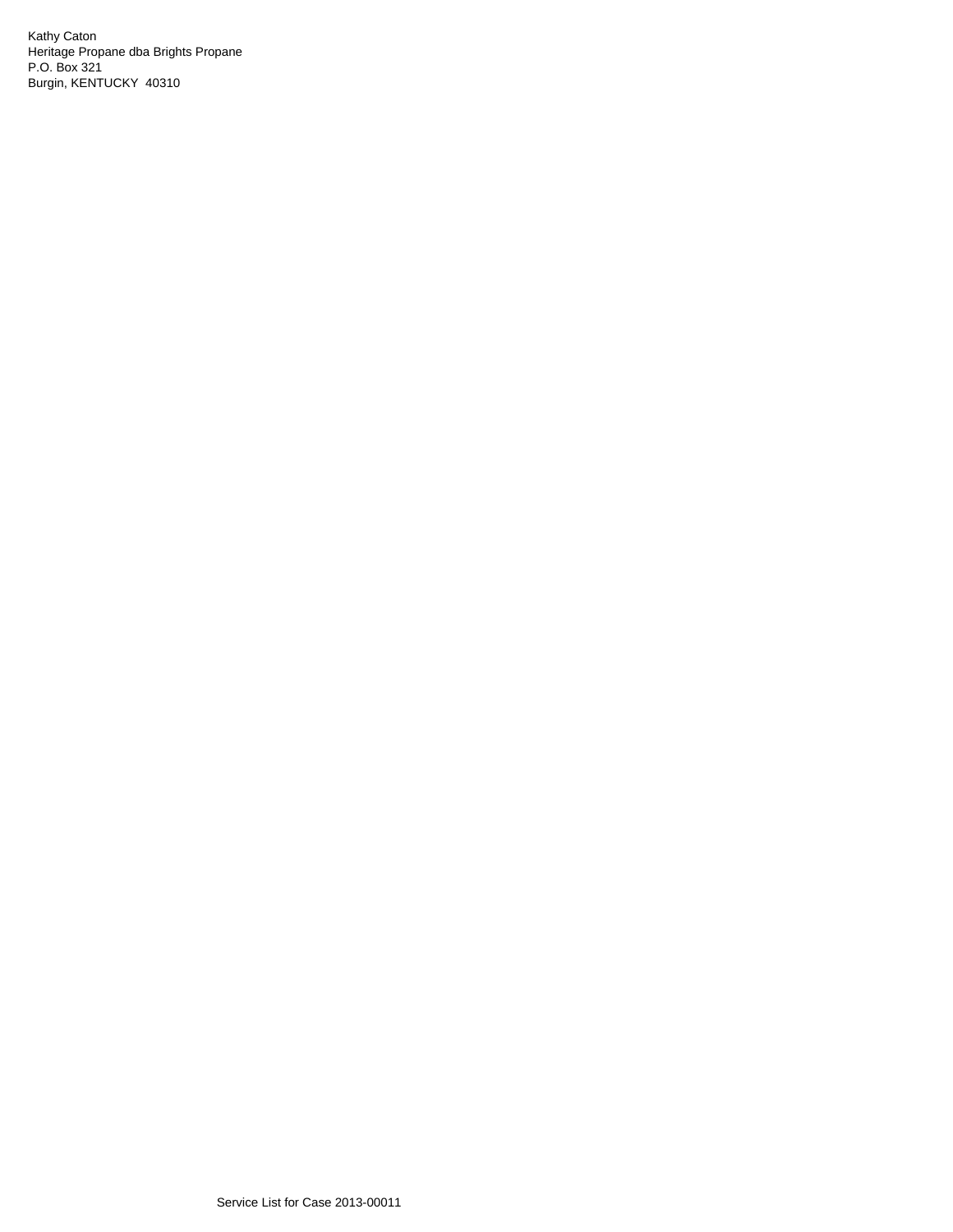Kathy Caton
Heritage Propane dba Brights Propane
P.O. Box 321
Burgin, KENTUCKY  40310